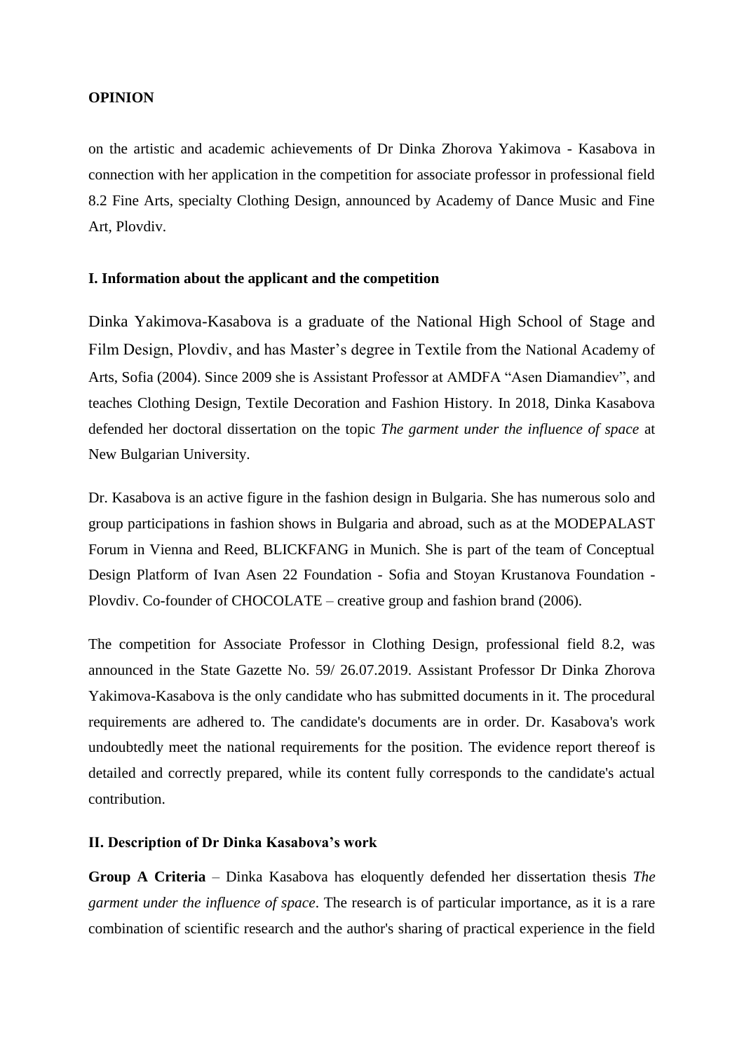**OPINION**

on the artistic and academic achievements of Dr Dinka Zhorova Yakimova - Kasabova in connection with her application in the competition for associate professor in professional field 8.2 Fine Arts, specialty Clothing Design, announced by Academy of Dance Music and Fine Art, Plovdiv.

**I. Information about the applicant and the competition**

Dinka Yakimova-Kasabova is a graduate of the National High School of Stage and Film Design, Plovdiv, and has Master's degree in Textile from the National Academy of Arts, Sofia (2004). Since 2009 she is Assistant Professor at AMDFA "Asen Diamandiev", and teaches Clothing Design, Textile Decoration and Fashion History. In 2018, Dinka Kasabova defended her doctoral dissertation on the topic *The garment under the influence of space* at New Bulgarian University.

Dr. Kasabova is an active figure in the fashion design in Bulgaria. She has numerous solo and group participations in fashion shows in Bulgaria and abroad, such as at the MODEPALAST Forum in Vienna and Reed, BLICKFANG in Munich. She is part of the team of Conceptual Design Platform of Ivan Asen 22 Foundation - Sofia and Stoyan Krustanova Foundation - Plovdiv. Co-founder of CHOCOLATE – creative group and fashion brand (2006).

The competition for Associate Professor in Clothing Design, professional field 8.2, was announced in the State Gazette No. 59/ 26.07.2019. Assistant Professor Dr Dinka Zhorova Yakimova-Kasabova is the only candidate who has submitted documents in it. The procedural requirements are adhered to. The candidate's documents are in order. Dr. Kasabova's work undoubtedly meet the national requirements for the position. The evidence report thereof is detailed and correctly prepared, while its content fully corresponds to the candidate's actual contribution.

**II. Description of Dr Dinka Kasabova's work**

**Group A Criteria** – Dinka Kasabova has eloquently defended her dissertation thesis *The garment under the influence of space*. The research is of particular importance, as it is a rare combination of scientific research and the author's sharing of practical experience in the field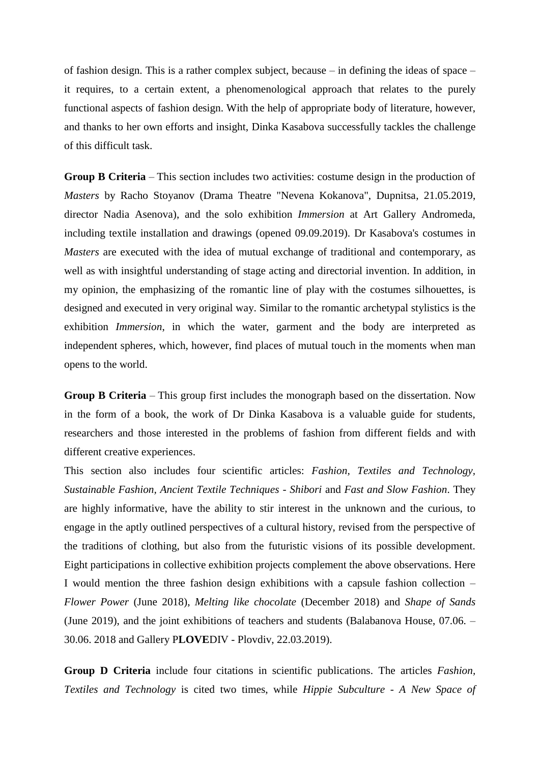of fashion design. This is a rather complex subject, because – in defining the ideas of space – it requires, to a certain extent, a phenomenological approach that relates to the purely functional aspects of fashion design. With the help of appropriate body of literature, however, and thanks to her own efforts and insight, Dinka Kasabova successfully tackles the challenge of this difficult task.

**Group B Criteria** – This section includes two activities: costume design in the production of *Masters* by Racho Stoyanov (Drama Theatre "Nevena Kokanova", Dupnitsa, 21.05.2019, director Nadia Asenova), and the solo exhibition *Immersion* at Art Gallery Andromeda, including textile installation and drawings (opened 09.09.2019). Dr Kasabova's costumes in *Masters* are executed with the idea of mutual exchange of traditional and contemporary, as well as with insightful understanding of stage acting and directorial invention. In addition, in my opinion, the emphasizing of the romantic line of play with the costumes silhouettes, is designed and executed in very original way. Similar to the romantic archetypal stylistics is the exhibition *Immersion*, in which the water, garment and the body are interpreted as independent spheres, which, however, find places of mutual touch in the moments when man opens to the world.

**Group B Criteria** – This group first includes the monograph based on the dissertation. Now in the form of a book, the work of Dr Dinka Kasabova is a valuable guide for students, researchers and those interested in the problems of fashion from different fields and with different creative experiences.

This section also includes four scientific articles: *Fashion, Textiles and Technology*, *Sustainable Fashion*, *Ancient Textile Techniques - Shibori* and *Fast and Slow Fashion*. They are highly informative, have the ability to stir interest in the unknown and the curious, to engage in the aptly outlined perspectives of a cultural history, revised from the perspective of the traditions of clothing, but also from the futuristic visions of its possible development. Eight participations in collective exhibition projects complement the above observations. Here I would mention the three fashion design exhibitions with a capsule fashion collection – *Flower Power* (June 2018), *Melting like chocolate* (December 2018) and *Shape of Sands* (June 2019), and the joint exhibitions of teachers and students (Balabanova House, 07.06. – 30.06. 2018 and Gallery P**LOVE**DIV - Plovdiv, 22.03.2019).

**Group D Criteria** include four citations in scientific publications. The articles *Fashion, Textiles and Technology* is cited two times, while *Hippie Subculture - A New Space of*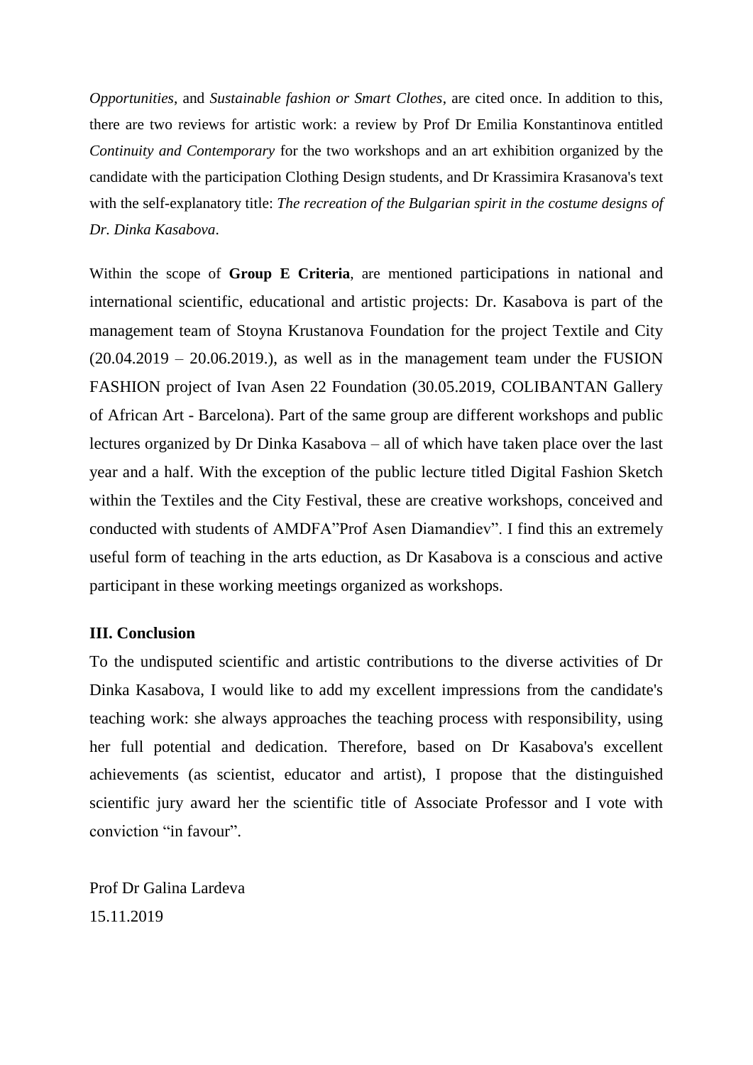*Opportunities*, and *Sustainable fashion or Smart Clothes*, are cited once. In addition to this, there are two reviews for artistic work: a review by Prof Dr Emilia Konstantinova entitled *Continuity and Contemporary* for the two workshops and an art exhibition organized by the candidate with the participation Clothing Design students, and Dr Krassimira Krasanova's text with the self-explanatory title: *The recreation of the Bulgarian spirit in the costume designs of Dr. Dinka Kasabova*.

Within the scope of **Group E Criteria**, are mentioned participations in national and international scientific, educational and artistic projects: Dr. Kasabova is part of the management team of Stoyna Krustanova Foundation for the project Textile and City (20.04.2019 – 20.06.2019.), as well as in the management team under the FUSION FASHION project of Ivan Asen 22 Foundation (30.05.2019, COLIBANTAN Gallery of African Art - Barcelona). Part of the same group are different workshops and public lectures organized by Dr Dinka Kasabova – all of which have taken place over the last year and a half. With the exception of the public lecture titled Digital Fashion Sketch within the Textiles and the City Festival, these are creative workshops, conceived and conducted with students of AMDFA"Prof Asen Diamandiev". I find this an extremely useful form of teaching in the arts eduction, as Dr Kasabova is a conscious and active participant in these working meetings organized as workshops.

**III. Conclusion**

To the undisputed scientific and artistic contributions to the diverse activities of Dr Dinka Kasabova, I would like to add my excellent impressions from the candidate's teaching work: she always approaches the teaching process with responsibility, using her full potential and dedication. Therefore, based on Dr Kasabova's excellent achievements (as scientist, educator and artist), I propose that the distinguished scientific jury award her the scientific title of Associate Professor and I vote with conviction "in favour".

Prof Dr Galina Lardeva
15.11.2019